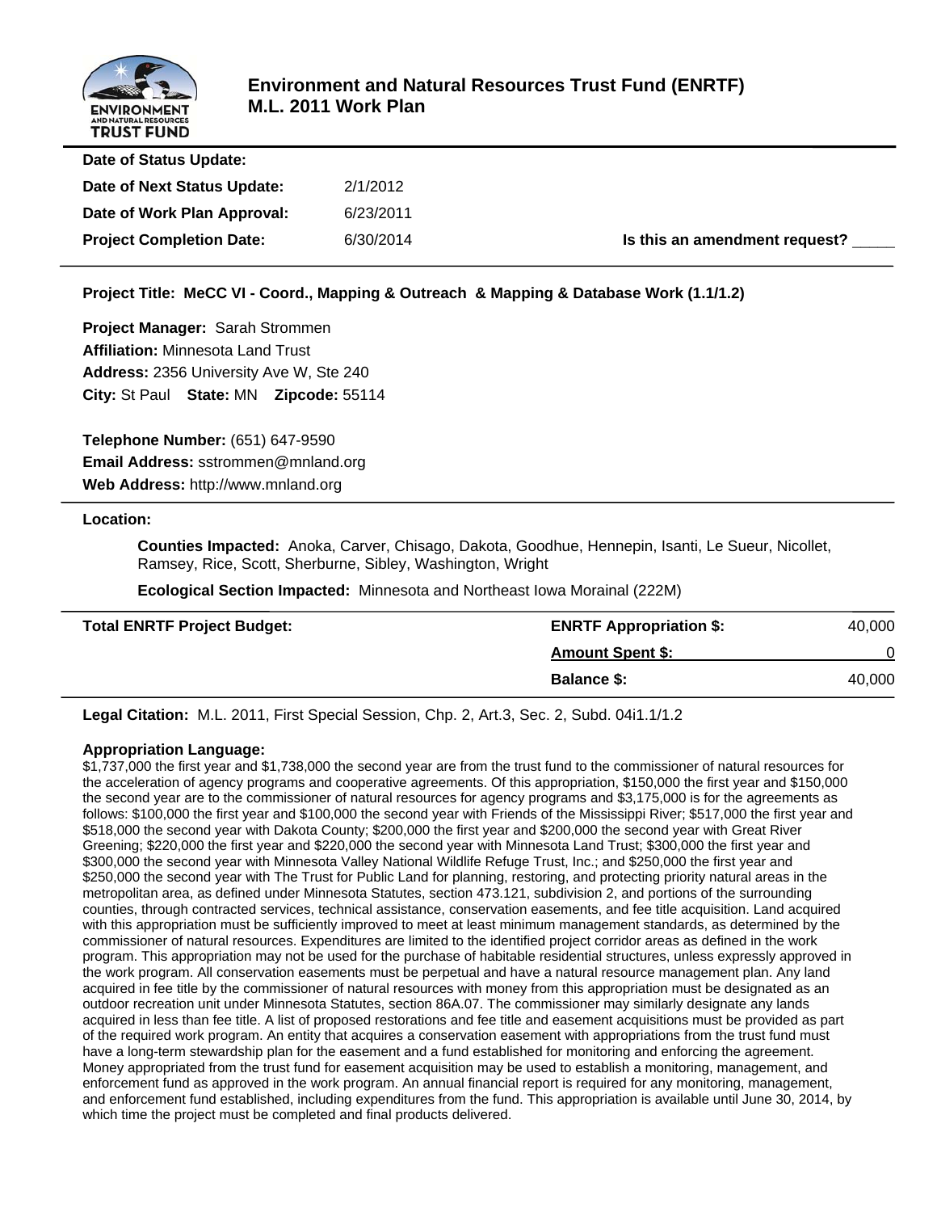# Environment and Natural Resources Trust Fund (ENRTF)
## M.L. 2011 Work Plan

| | | |
|---|---|---|
| **Date of Status Update:** | | |
| **Date of Next Status Update:** | 2/1/2012 | |
| **Date of Work Plan Approval:** | 6/23/2011 | |
| **Project Completion Date:** | 6/30/2014 | **Is this an amendment request?** _____ |

**Project Title: MeCC VI - Coord., Mapping & Outreach & Mapping & Database Work (1.1/1.2)**

**Project Manager:** Sarah Strommen
**Affiliation:** Minnesota Land Trust
**Address:** 2356 University Ave W, Ste 240
**City:** St Paul **State:** MN **Zipcode:** 55114

**Telephone Number:** (651) 647-9590
**Email Address:** sstrommen@mnland.org
**Web Address:** http://www.mnland.org

**Location:**

**Counties Impacted:** Anoka, Carver, Chisago, Dakota, Goodhue, Hennepin, Isanti, Le Sueur, Nicollet, Ramsey, Rice, Scott, Sherburne, Sibley, Washington, Wright

**Ecological Section Impacted:** Minnesota and Northeast Iowa Morainal (222M)

| **Total ENRTF Project Budget:** | | |
|---|---|---|
| | **ENRTF Appropriation $:** | 40,000 |
| | **Amount Spent $:** | 0 |
| | **Balance $:** | 40,000 |

**Legal Citation:** M.L. 2011, First Special Session, Chp. 2, Art.3, Sec. 2, Subd. 04i1.1/1.2

**Appropriation Language:**

$1,737,000 the first year and $1,738,000 the second year are from the trust fund to the commissioner of natural resources for the acceleration of agency programs and cooperative agreements. Of this appropriation, $150,000 the first year and $150,000 the second year are to the commissioner of natural resources for agency programs and $3,175,000 is for the agreements as follows: $100,000 the first year and $100,000 the second year with Friends of the Mississippi River; $517,000 the first year and $518,000 the second year with Dakota County; $200,000 the first year and $200,000 the second year with Great River Greening; $220,000 the first year and $220,000 the second year with Minnesota Land Trust; $300,000 the first year and $300,000 the second year with Minnesota Valley National Wildlife Refuge Trust, Inc.; and $250,000 the first year and $250,000 the second year with The Trust for Public Land for planning, restoring, and protecting priority natural areas in the metropolitan area, as defined under Minnesota Statutes, section 473.121, subdivision 2, and portions of the surrounding counties, through contracted services, technical assistance, conservation easements, and fee title acquisition. Land acquired with this appropriation must be sufficiently improved to meet at least minimum management standards, as determined by the commissioner of natural resources. Expenditures are limited to the identified project corridor areas as defined in the work program. This appropriation may not be used for the purchase of habitable residential structures, unless expressly approved in the work program. All conservation easements must be perpetual and have a natural resource management plan. Any land acquired in fee title by the commissioner of natural resources with money from this appropriation must be designated as an outdoor recreation unit under Minnesota Statutes, section 86A.07. The commissioner may similarly designate any lands acquired in less than fee title. A list of proposed restorations and fee title and easement acquisitions must be provided as part of the required work program. An entity that acquires a conservation easement with appropriations from the trust fund must have a long-term stewardship plan for the easement and a fund established for monitoring and enforcing the agreement. Money appropriated from the trust fund for easement acquisition may be used to establish a monitoring, management, and enforcement fund as approved in the work program. An annual financial report is required for any monitoring, management, and enforcement fund established, including expenditures from the fund. This appropriation is available until June 30, 2014, by which time the project must be completed and final products delivered.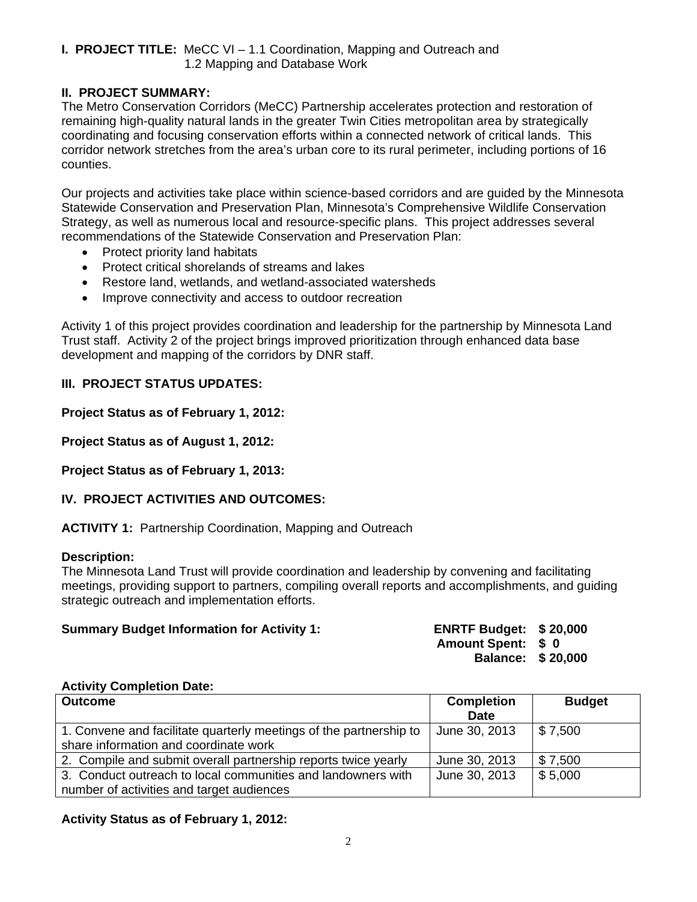**I. PROJECT TITLE:** MeCC VI – 1.1 Coordination, Mapping and Outreach and 1.2 Mapping and Database Work

**II. PROJECT SUMMARY:**

The Metro Conservation Corridors (MeCC) Partnership accelerates protection and restoration of remaining high-quality natural lands in the greater Twin Cities metropolitan area by strategically coordinating and focusing conservation efforts within a connected network of critical lands. This corridor network stretches from the area's urban core to its rural perimeter, including portions of 16 counties.

Our projects and activities take place within science-based corridors and are guided by the Minnesota Statewide Conservation and Preservation Plan, Minnesota's Comprehensive Wildlife Conservation Strategy, as well as numerous local and resource-specific plans. This project addresses several recommendations of the Statewide Conservation and Preservation Plan:

- Protect priority land habitats
- Protect critical shorelands of streams and lakes
- Restore land, wetlands, and wetland-associated watersheds
- Improve connectivity and access to outdoor recreation

Activity 1 of this project provides coordination and leadership for the partnership by Minnesota Land Trust staff. Activity 2 of the project brings improved prioritization through enhanced data base development and mapping of the corridors by DNR staff.

**III. PROJECT STATUS UPDATES:**

**Project Status as of February 1, 2012:**

**Project Status as of August 1, 2012:**

**Project Status as of February 1, 2013:**

**IV. PROJECT ACTIVITIES AND OUTCOMES:**

**ACTIVITY 1:** Partnership Coordination, Mapping and Outreach

**Description:**

The Minnesota Land Trust will provide coordination and leadership by convening and facilitating meetings, providing support to partners, compiling overall reports and accomplishments, and guiding strategic outreach and implementation efforts.

**Summary Budget Information for Activity 1:**

**ENRTF Budget: $ 20,000**
**Amount Spent: $ 0**
**Balance: $ 20,000**

**Activity Completion Date:**

| Outcome | Completion Date | Budget |
|---|---|---|
| 1. Convene and facilitate quarterly meetings of the partnership to share information and coordinate work | June 30, 2013 | $ 7,500 |
| 2. Compile and submit overall partnership reports twice yearly | June 30, 2013 | $ 7,500 |
| 3. Conduct outreach to local communities and landowners with number of activities and target audiences | June 30, 2013 | $ 5,000 |

**Activity Status as of February 1, 2012:**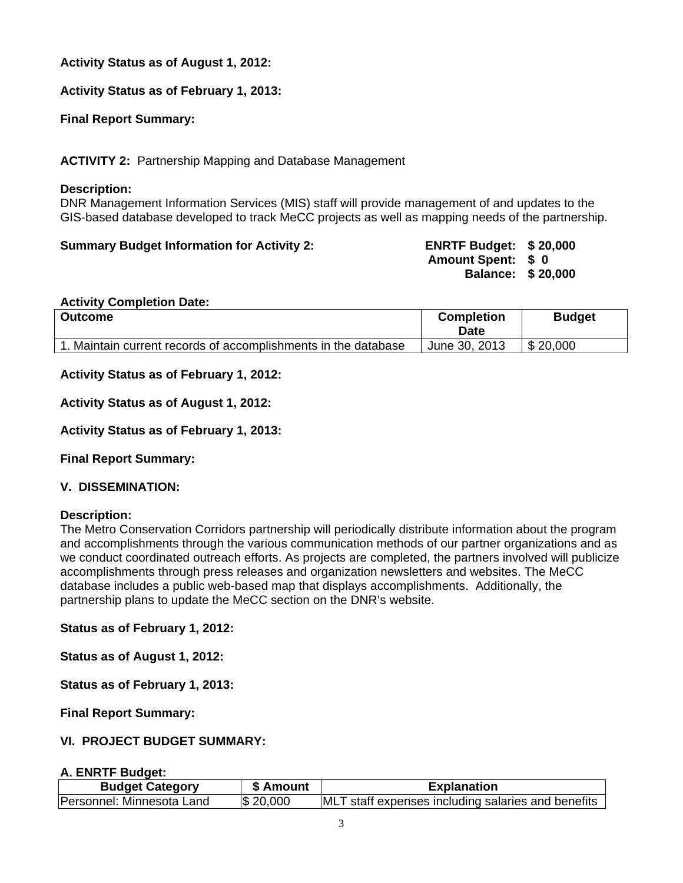**Activity Status as of August 1, 2012:**

**Activity Status as of February 1, 2013:**

**Final Report Summary:**

**ACTIVITY 2:** Partnership Mapping and Database Management

**Description:**
DNR Management Information Services (MIS) staff will provide management of and updates to the GIS-based database developed to track MeCC projects as well as mapping needs of the partnership.

**Summary Budget Information for Activity 2:**

**ENRTF Budget: $ 20,000**
**Amount Spent: $ 0**
**Balance: $ 20,000**

**Activity Completion Date:**

| **Outcome** | **Completion Date** | **Budget** |
|---|---|---|
| 1. Maintain current records of accomplishments in the database | June 30, 2013 | $ 20,000 |

**Activity Status as of February 1, 2012:**

**Activity Status as of August 1, 2012:**

**Activity Status as of February 1, 2013:**

**Final Report Summary:**

**V. DISSEMINATION:**

**Description:**
The Metro Conservation Corridors partnership will periodically distribute information about the program and accomplishments through the various communication methods of our partner organizations and as we conduct coordinated outreach efforts. As projects are completed, the partners involved will publicize accomplishments through press releases and organization newsletters and websites. The MeCC database includes a public web-based map that displays accomplishments. Additionally, the partnership plans to update the MeCC section on the DNR's website.

**Status as of February 1, 2012:**

**Status as of August 1, 2012:**

**Status as of February 1, 2013:**

**Final Report Summary:**

**VI. PROJECT BUDGET SUMMARY:**

**A. ENRTF Budget:**

| **Budget Category** | **$ Amount** | **Explanation** |
|---|---|---|
| Personnel: Minnesota Land | $ 20,000 | MLT staff expenses including salaries and benefits |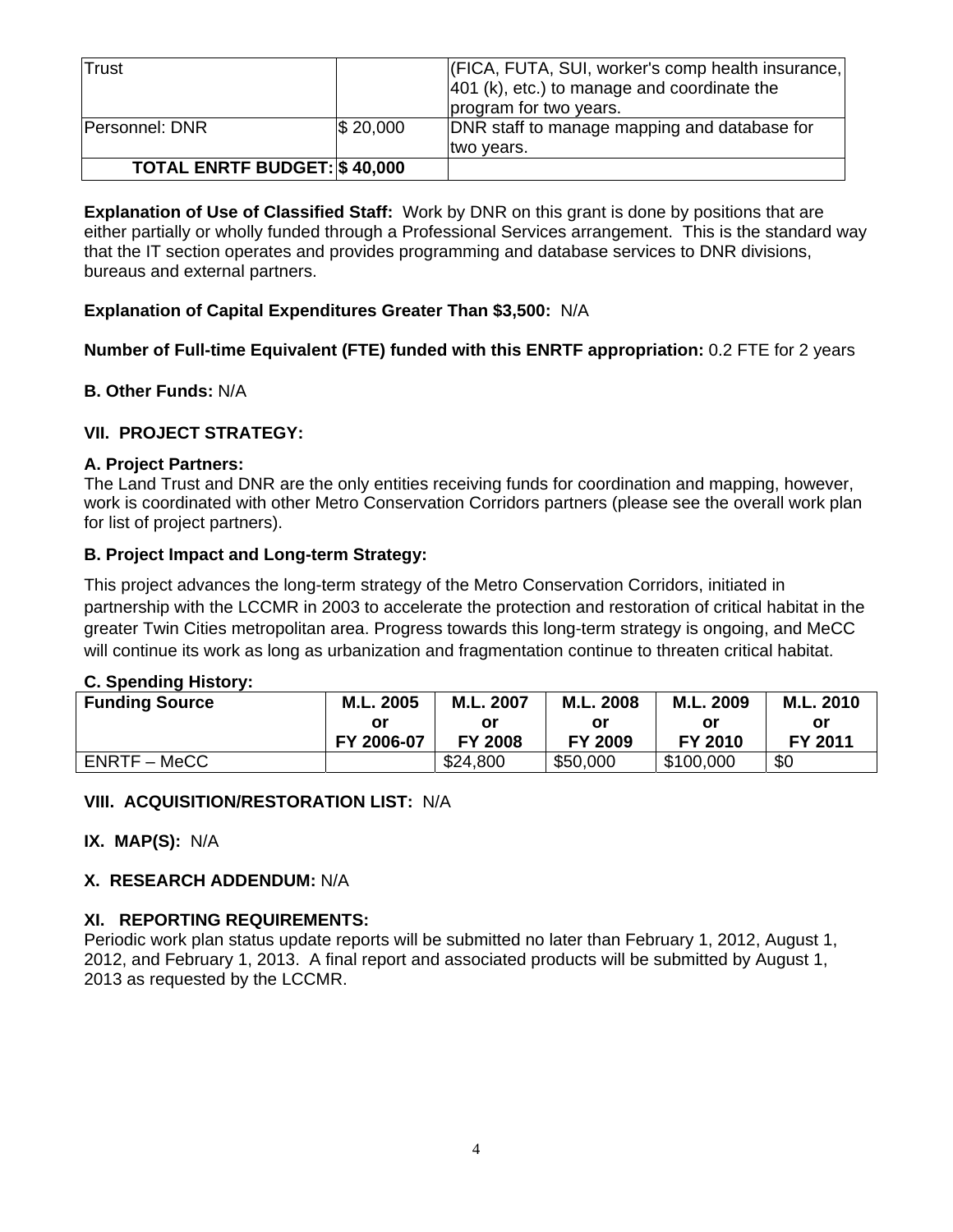| Trust | | (FICA, FUTA, SUI, worker's comp health insurance, 401 (k), etc.) to manage and coordinate the program for two years. |
| --- | --- | --- |
| Personnel: DNR | $ 20,000 | DNR staff to manage mapping and database for two years. |
| **TOTAL ENRTF BUDGET:** | **$ 40,000** | |

**Explanation of Use of Classified Staff:** Work by DNR on this grant is done by positions that are either partially or wholly funded through a Professional Services arrangement. This is the standard way that the IT section operates and provides programming and database services to DNR divisions, bureaus and external partners.

**Explanation of Capital Expenditures Greater Than $3,500:** N/A

**Number of Full-time Equivalent (FTE) funded with this ENRTF appropriation:** 0.2 FTE for 2 years

**B. Other Funds:** N/A

## VII. PROJECT STRATEGY:

### A. Project Partners:

The Land Trust and DNR are the only entities receiving funds for coordination and mapping, however, work is coordinated with other Metro Conservation Corridors partners (please see the overall work plan for list of project partners).

### B. Project Impact and Long-term Strategy:

This project advances the long-term strategy of the Metro Conservation Corridors, initiated in partnership with the LCCMR in 2003 to accelerate the protection and restoration of critical habitat in the greater Twin Cities metropolitan area. Progress towards this long-term strategy is ongoing, and MeCC will continue its work as long as urbanization and fragmentation continue to threaten critical habitat.

### C. Spending History:

| Funding Source | M.L. 2005 or FY 2006-07 | M.L. 2007 or FY 2008 | M.L. 2008 or FY 2009 | M.L. 2009 or FY 2010 | M.L. 2010 or FY 2011 |
| --- | --- | --- | --- | --- | --- |
| ENRTF – MeCC | | $24,800 | $50,000 | $100,000 | $0 |

## VIII. ACQUISITION/RESTORATION LIST: N/A

## IX. MAP(S): N/A

## X. RESEARCH ADDENDUM: N/A

## XI. REPORTING REQUIREMENTS:

Periodic work plan status update reports will be submitted no later than February 1, 2012, August 1, 2012, and February 1, 2013. A final report and associated products will be submitted by August 1, 2013 as requested by the LCCMR.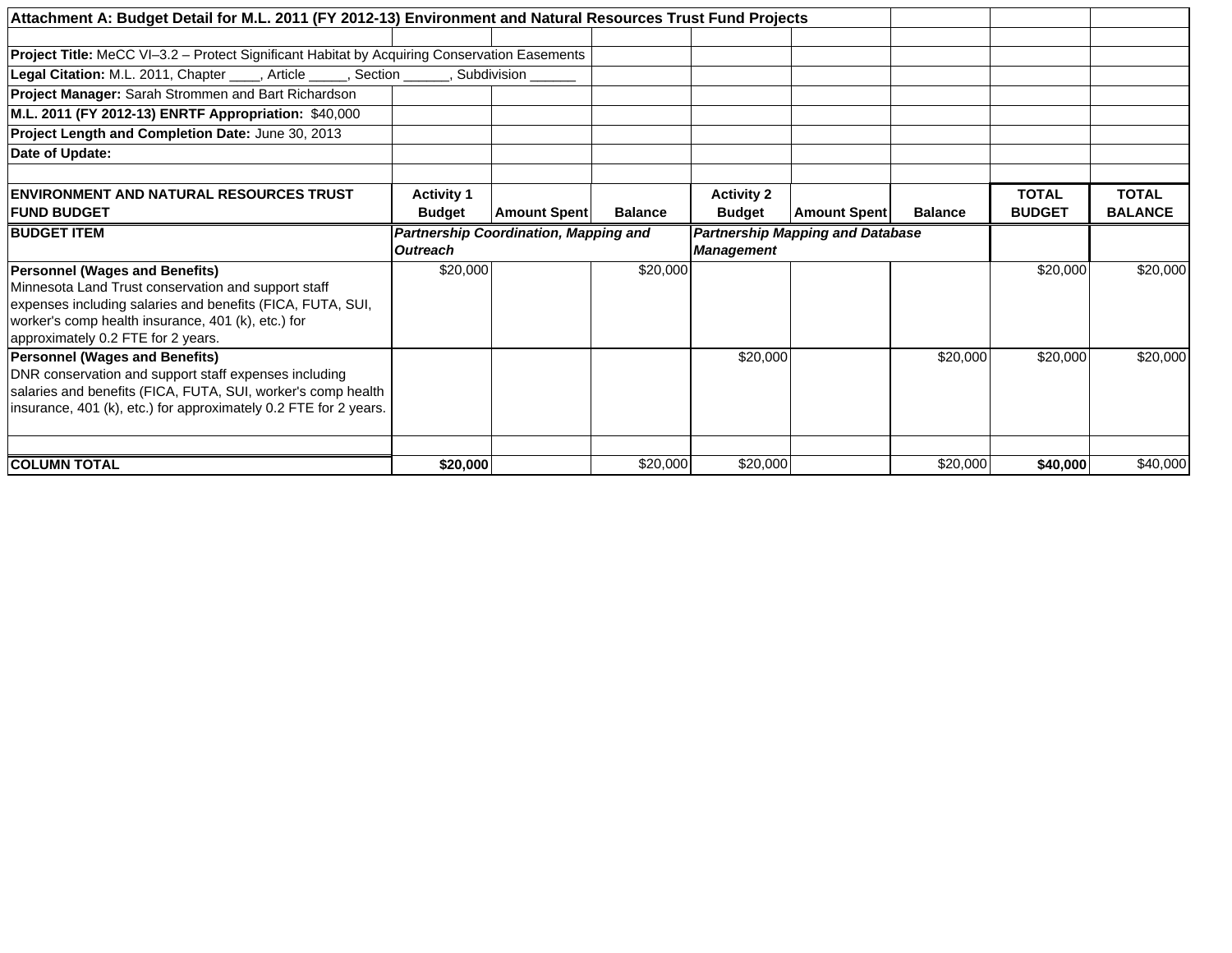**Attachment A: Budget Detail for M.L. 2011 (FY 2012-13) Environment and Natural Resources Trust Fund Projects**

**Project Title:** MeCC VI–3.2 – Protect Significant Habitat by Acquiring Conservation Easements

**Legal Citation:** M.L. 2011, Chapter ____, Article _____, Section ______, Subdivision ______

**Project Manager:** Sarah Strommen and Bart Richardson

**M.L. 2011 (FY 2012-13) ENRTF Appropriation:** $40,000

**Project Length and Completion Date:** June 30, 2013

**Date of Update:**

| ENVIRONMENT AND NATURAL RESOURCES TRUST FUND BUDGET | Activity 1 Budget | Amount Spent | Balance | Activity 2 Budget | Amount Spent | Balance | TOTAL BUDGET | TOTAL BALANCE |
|---|---|---|---|---|---|---|---|---|
| **BUDGET ITEM** | ***Partnership Coordination, Mapping and Outreach*** | | | ***Partnership Mapping and Database Management*** | | | | |
| **Personnel (Wages and Benefits)** Minnesota Land Trust conservation and support staff expenses including salaries and benefits (FICA, FUTA, SUI, worker's comp health insurance, 401 (k), etc.) for approximately 0.2 FTE for 2 years. | $20,000 | | $20,000 | | | | $20,000 | $20,000 |
| **Personnel (Wages and Benefits)** DNR conservation and support staff expenses including salaries and benefits (FICA, FUTA, SUI, worker's comp health insurance, 401 (k), etc.) for approximately 0.2 FTE for 2 years. | | | | $20,000 | | $20,000 | $20,000 | $20,000 |
| | | | | | | | | |
| **COLUMN TOTAL** | **$20,000** | | $20,000 | $20,000 | | $20,000 | **$40,000** | $40,000 |